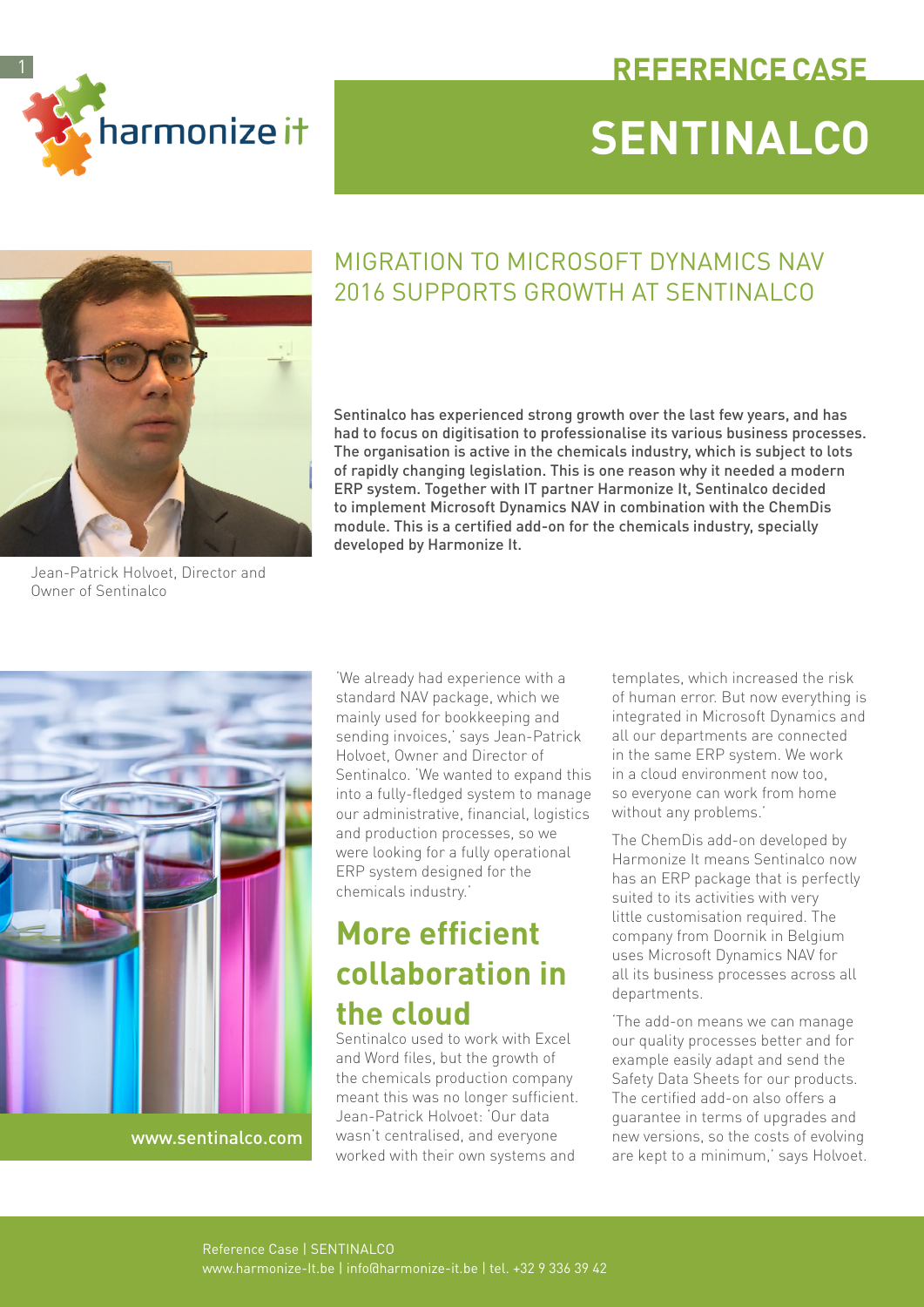# REFERENCE CASE

# SENTINALCO

## MIGRATION TO MICROSOFT DYNAMICS NAV 2016 SUPPORTS GROWTH AT SENTINALCO

Jean-Patrick Holvoet, Director and Owner of Sentinalco

**Sentinalco has experienced strong growth over the last few years, and has had to focus on digitisation to professionalise its various business processes. The organisation is active in the chemicals industry, which is subject to lots of rapidly changing legislation. This is one reason why it needed a modern ERP system. Together with IT partner Harmonize It, Sentinalco decided to implement Microsoft Dynamics NAV in combination with the ChemDis module. This is a certified add-on for the chemicals industry, specially developed by Harmonize It.**

www.sentinalco.com

'We already had experience with a standard NAV package, which we mainly used for bookkeeping and sending invoices,' says Jean-Patrick Holvoet, Owner and Director of Sentinalco. 'We wanted to expand this into a fully-fledged system to manage our administrative, financial, logistics and production processes, so we were looking for a fully operational ERP system designed for the chemicals industry.'

## More efficient collaboration in the cloud

Sentinalco used to work with Excel and Word files, but the growth of the chemicals production company meant this was no longer sufficient. Jean-Patrick Holvoet: 'Our data wasn't centralised, and everyone worked with their own systems and templates, which increased the risk of human error. But now everything is integrated in Microsoft Dynamics and all our departments are connected in the same ERP system. We work in a cloud environment now too, so everyone can work from home without any problems.'

The ChemDis add-on developed by Harmonize It means Sentinalco now has an ERP package that is perfectly suited to its activities with very little customisation required. The company from Doornik in Belgium uses Microsoft Dynamics NAV for all its business processes across all departments.

'The add-on means we can manage our quality processes better and for example easily adapt and send the Safety Data Sheets for our products. The certified add-on also offers a guarantee in terms of upgrades and new versions, so the costs of evolving are kept to a minimum,' says Holvoet.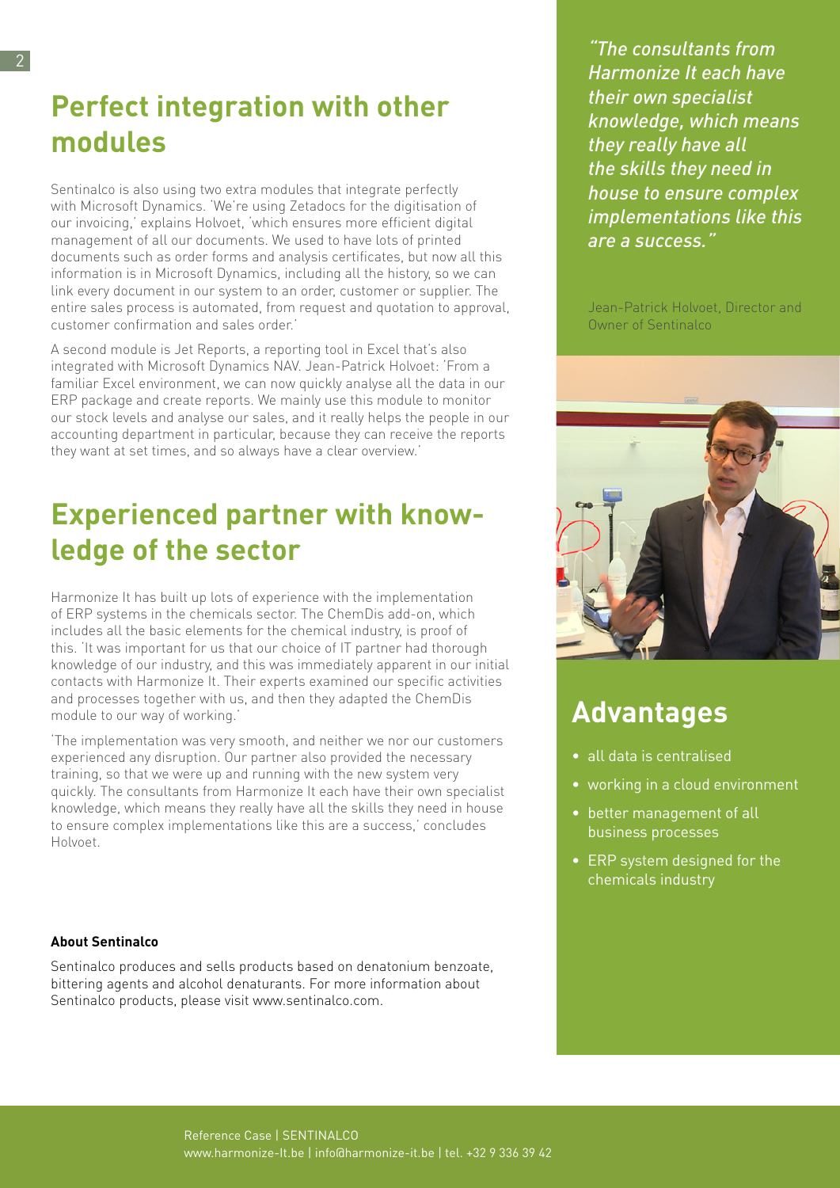## Perfect integration with other modules

Sentinalco is also using two extra modules that integrate perfectly with Microsoft Dynamics. 'We're using Zetadocs for the digitisation of our invoicing,' explains Holvoet, 'which ensures more efficient digital management of all our documents. We used to have lots of printed documents such as order forms and analysis certificates, but now all this information is in Microsoft Dynamics, including all the history, so we can link every document in our system to an order, customer or supplier. The entire sales process is automated, from request and quotation to approval, customer confirmation and sales order.'

A second module is Jet Reports, a reporting tool in Excel that's also integrated with Microsoft Dynamics NAV. Jean-Patrick Holvoet: 'From a familiar Excel environment, we can now quickly analyse all the data in our ERP package and create reports. We mainly use this module to monitor our stock levels and analyse our sales, and it really helps the people in our accounting department in particular, because they can receive the reports they want at set times, and so always have a clear overview.'

## Experienced partner with knowledge of the sector

Harmonize It has built up lots of experience with the implementation of ERP systems in the chemicals sector. The ChemDis add-on, which includes all the basic elements for the chemical industry, is proof of this. 'It was important for us that our choice of IT partner had thorough knowledge of our industry, and this was immediately apparent in our initial contacts with Harmonize It. Their experts examined our specific activities and processes together with us, and then they adapted the ChemDis module to our way of working.'

'The implementation was very smooth, and neither we nor our customers experienced any disruption. Our partner also provided the necessary training, so that we were up and running with the new system very quickly. The consultants from Harmonize It each have their own specialist knowledge, which means they really have all the skills they need in house to ensure complex implementations like this are a success,' concludes Holvoet.

**About Sentinalco**

Sentinalco produces and sells products based on denatonium benzoate, bittering agents and alcohol denaturants. For more information about Sentinalco products, please visit www.sentinalco.com.

*"The consultants from Harmonize It each have their own specialist knowledge, which means they really have all the skills they need in house to ensure complex implementations like this are a success."*

Jean-Patrick Holvoet, Director and Owner of Sentinalco

## Advantages

- all data is centralised
- working in a cloud environment
- better management of all business processes
- ERP system designed for the chemicals industry

Reference Case | SENTINALCO
www.harmonize-It.be | info@harmonize-it.be | tel. +32 9 336 39 42